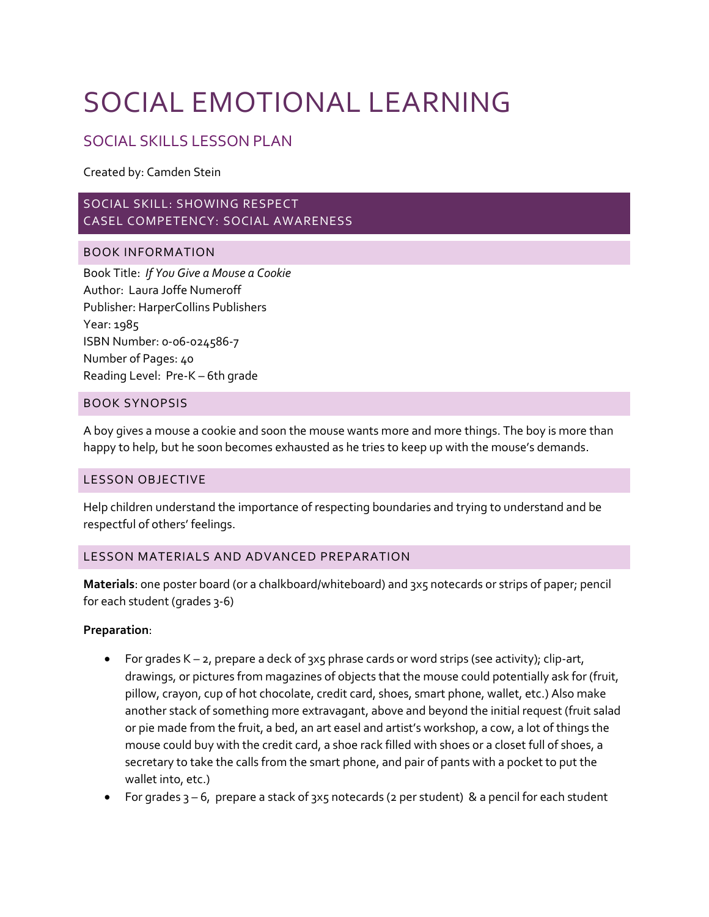# SOCIAL EMOTIONAL LEARNING

## SOCIAL SKILLS LESSON PLAN

Created by: Camden Stein

### SOCIAL SKILL: SHOWING RESPECT
### CASEL COMPETENCY: SOCIAL AWARENESS

### BOOK INFORMATION

Book Title: *If You Give a Mouse a Cookie*
Author: Laura Joffe Numeroff
Publisher: HarperCollins Publishers
Year: 1985
ISBN Number: 0-06-024586-7
Number of Pages: 40
Reading Level: Pre-K – 6th grade

### BOOK SYNOPSIS

A boy gives a mouse a cookie and soon the mouse wants more and more things. The boy is more than happy to help, but he soon becomes exhausted as he tries to keep up with the mouse's demands.

### LESSON OBJECTIVE

Help children understand the importance of respecting boundaries and trying to understand and be respectful of others' feelings.

### LESSON MATERIALS AND ADVANCED PREPARATION

**Materials**: one poster board (or a chalkboard/whiteboard) and 3x5 notecards or strips of paper; pencil for each student (grades 3-6)

**Preparation**:

- For grades K – 2, prepare a deck of 3x5 phrase cards or word strips (see activity); clip-art, drawings, or pictures from magazines of objects that the mouse could potentially ask for (fruit, pillow, crayon, cup of hot chocolate, credit card, shoes, smart phone, wallet, etc.) Also make another stack of something more extravagant, above and beyond the initial request (fruit salad or pie made from the fruit, a bed, an art easel and artist's workshop, a cow, a lot of things the mouse could buy with the credit card, a shoe rack filled with shoes or a closet full of shoes, a secretary to take the calls from the smart phone, and pair of pants with a pocket to put the wallet into, etc.)
- For grades 3 – 6, prepare a stack of 3x5 notecards (2 per student) & a pencil for each student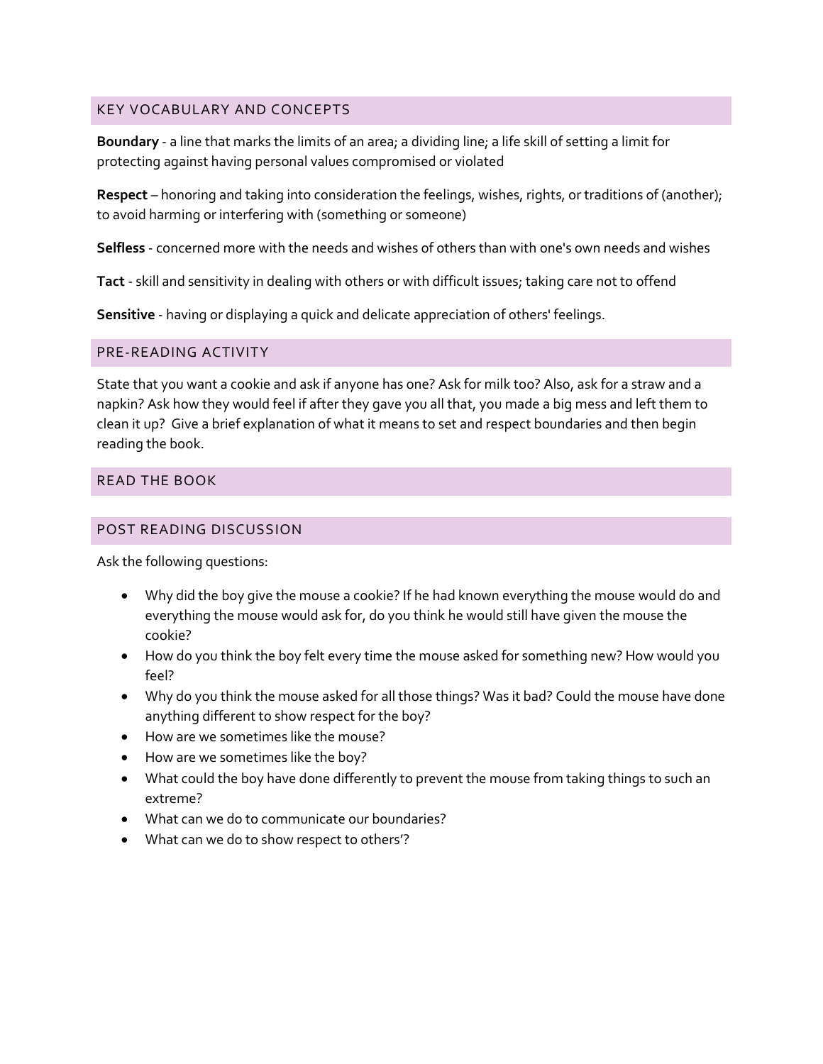## KEY VOCABULARY AND CONCEPTS

**Boundary** - a line that marks the limits of an area; a dividing line; a life skill of setting a limit for protecting against having personal values compromised or violated

**Respect** – honoring and taking into consideration the feelings, wishes, rights, or traditions of (another); to avoid harming or interfering with (something or someone)

**Selfless** - concerned more with the needs and wishes of others than with one's own needs and wishes

**Tact** - skill and sensitivity in dealing with others or with difficult issues; taking care not to offend

**Sensitive** - having or displaying a quick and delicate appreciation of others' feelings.

## PRE-READING ACTIVITY

State that you want a cookie and ask if anyone has one? Ask for milk too? Also, ask for a straw and a napkin? Ask how they would feel if after they gave you all that, you made a big mess and left them to clean it up? Give a brief explanation of what it means to set and respect boundaries and then begin reading the book.

## READ THE BOOK

## POST READING DISCUSSION

Ask the following questions:

- Why did the boy give the mouse a cookie? If he had known everything the mouse would do and everything the mouse would ask for, do you think he would still have given the mouse the cookie?
- How do you think the boy felt every time the mouse asked for something new? How would you feel?
- Why do you think the mouse asked for all those things? Was it bad? Could the mouse have done anything different to show respect for the boy?
- How are we sometimes like the mouse?
- How are we sometimes like the boy?
- What could the boy have done differently to prevent the mouse from taking things to such an extreme?
- What can we do to communicate our boundaries?
- What can we do to show respect to others'?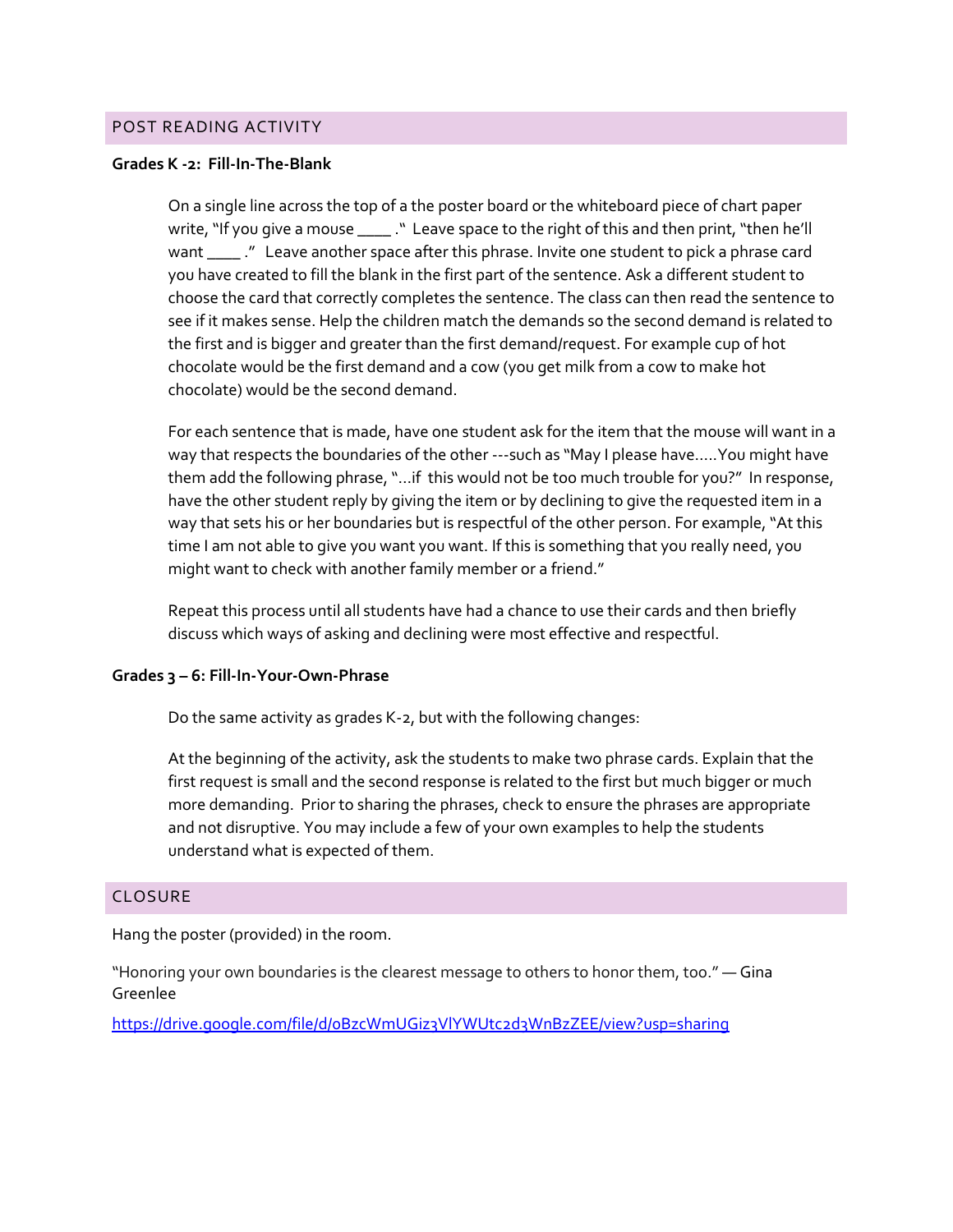## POST READING ACTIVITY

**Grades K -2: Fill-In-The-Blank**

On a single line across the top of a the poster board or the whiteboard piece of chart paper write, "If you give a mouse ____ ." Leave space to the right of this and then print, "then he'll want ____ ." Leave another space after this phrase. Invite one student to pick a phrase card you have created to fill the blank in the first part of the sentence. Ask a different student to choose the card that correctly completes the sentence. The class can then read the sentence to see if it makes sense. Help the children match the demands so the second demand is related to the first and is bigger and greater than the first demand/request. For example cup of hot chocolate would be the first demand and a cow (you get milk from a cow to make hot chocolate) would be the second demand.

For each sentence that is made, have one student ask for the item that the mouse will want in a way that respects the boundaries of the other ---such as "May I please have.....You might have them add the following phrase, "...if this would not be too much trouble for you?" In response, have the other student reply by giving the item or by declining to give the requested item in a way that sets his or her boundaries but is respectful of the other person. For example, "At this time I am not able to give you want you want. If this is something that you really need, you might want to check with another family member or a friend."

Repeat this process until all students have had a chance to use their cards and then briefly discuss which ways of asking and declining were most effective and respectful.

**Grades 3 – 6: Fill-In-Your-Own-Phrase**

Do the same activity as grades K-2, but with the following changes:

At the beginning of the activity, ask the students to make two phrase cards. Explain that the first request is small and the second response is related to the first but much bigger or much more demanding. Prior to sharing the phrases, check to ensure the phrases are appropriate and not disruptive. You may include a few of your own examples to help the students understand what is expected of them.

## CLOSURE

Hang the poster (provided) in the room.

"Honoring your own boundaries is the clearest message to others to honor them, too." — Gina Greenlee

https://drive.google.com/file/d/0BzcWmUGiz3VlYWUtc2d3WnBzZEE/view?usp=sharing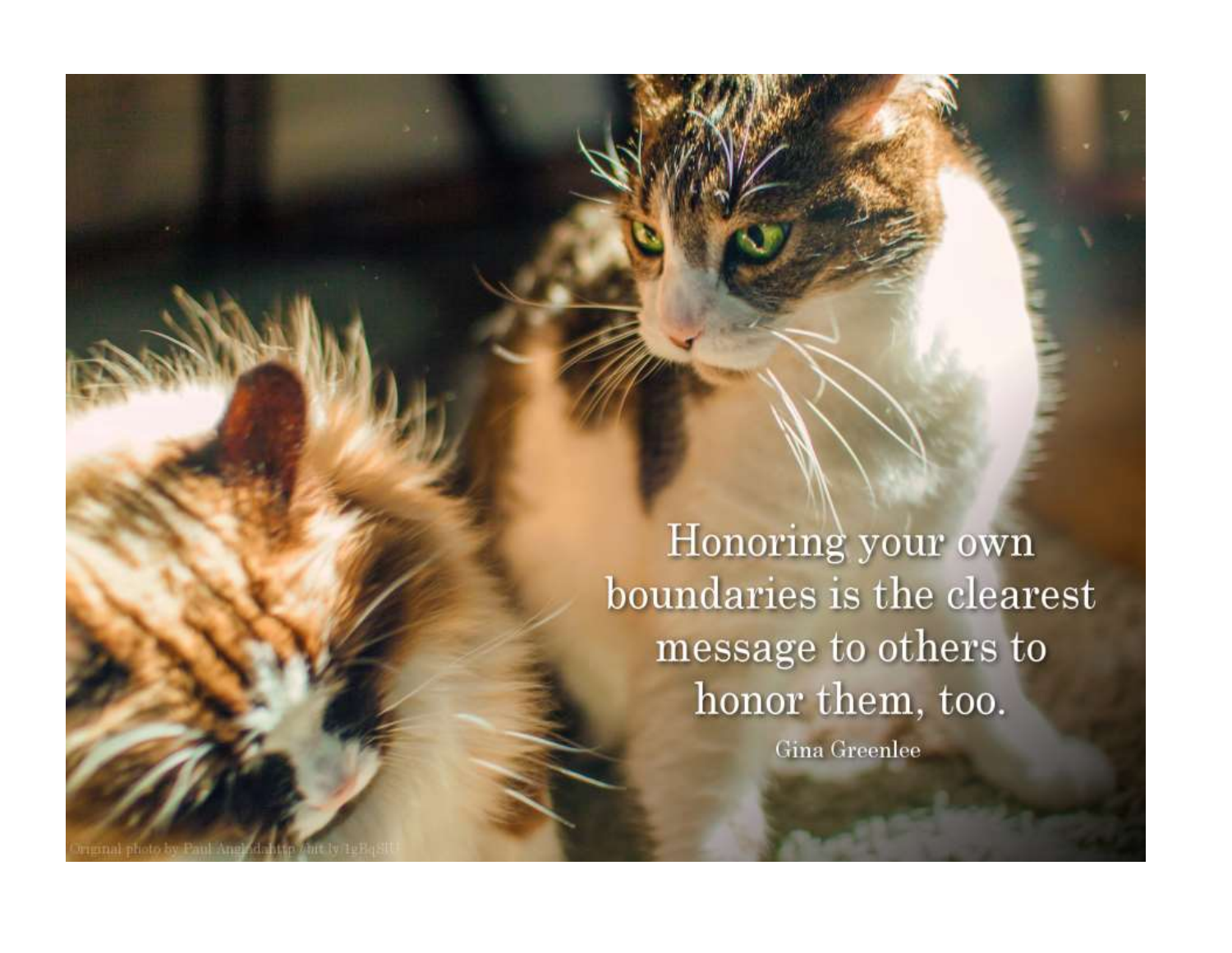Honoring your own boundaries is the clearest message to others to honor them, too.

Gina Greenlee

Original photo by Paul Anglada http://bit.ly/1gBqSRU